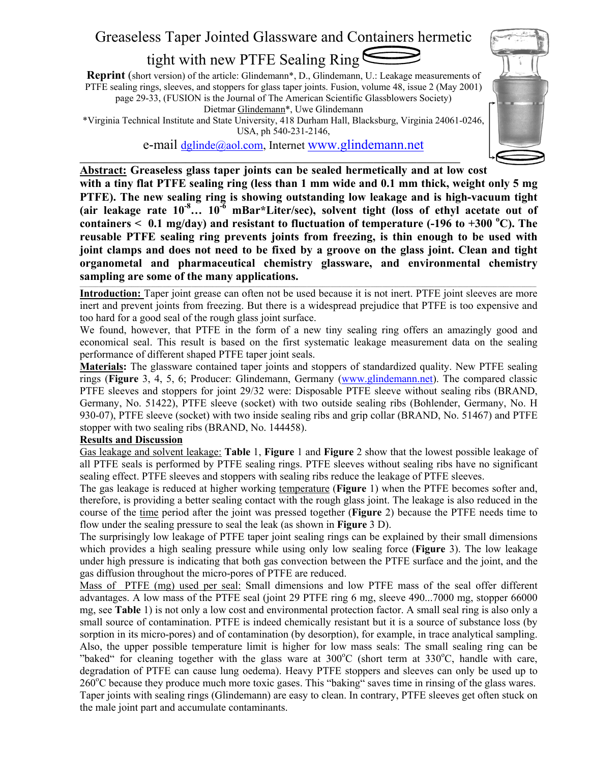# Greaseless Taper Jointed Glassware and Containers hermetic tight with new PTFE Sealing Ring

**Reprint** (short version) of the article: Glindemann*, D., Glindemann, U.: Leakage measurements of PTFE sealing rings, sleeves, and stoppers for glass taper joints. Fusion, volume 48, issue 2 (May 2001) page 29-33, (FUSION is the Journal of The American Scientific Glassblowers Society)

Dietmar Glindemann*, Uwe Glindemann

*Virginia Technical Institute and State University, 418 Durham Hall, Blacksburg, Virginia 24061-0246, USA, ph 540-231-2146,

e-mail dglinde@aol.com, Internet www.glindemann.net

---

**Abstract: Greaseless glass taper joints can be sealed hermetically and at low cost with a tiny flat PTFE sealing ring (less than 1 mm wide and 0.1 mm thick, weight only 5 mg PTFE). The new sealing ring is showing outstanding low leakage and is high-vacuum tight (air leakage rate $10^{-8}$… $10^{-6}$ mBar*Liter/sec), solvent tight (loss of ethyl acetate out of containers < 0.1 mg/day) and resistant to fluctuation of temperature (-196 to +300 °C). The reusable PTFE sealing ring prevents joints from freezing, is thin enough to be used with joint clamps and does not need to be fixed by a groove on the glass joint. Clean and tight organometal and pharmaceutical chemistry glassware, and environmental chemistry sampling are some of the many applications.**

---

**Introduction:** Taper joint grease can often not be used because it is not inert. PTFE joint sleeves are more inert and prevent joints from freezing. But there is a widespread prejudice that PTFE is too expensive and too hard for a good seal of the rough glass joint surface.

We found, however, that PTFE in the form of a new tiny sealing ring offers an amazingly good and economical seal. This result is based on the first systematic leakage measurement data on the sealing performance of different shaped PTFE taper joint seals.

**Materials:** The glassware contained taper joints and stoppers of standardized quality. New PTFE sealing rings (**Figure** 3, 4, 5, 6; Producer: Glindemann, Germany (www.glindemann.net). The compared classic PTFE sleeves and stoppers for joint 29/32 were: Disposable PTFE sleeve without sealing ribs (BRAND, Germany, No. 51422), PTFE sleeve (socket) with two outside sealing ribs (Bohlender, Germany, No. H 930-07), PTFE sleeve (socket) with two inside sealing ribs and grip collar (BRAND, No. 51467) and PTFE stopper with two sealing ribs (BRAND, No. 144458).

**Results and Discussion**

Gas leakage and solvent leakage: **Table** 1, **Figure** 1 and **Figure** 2 show that the lowest possible leakage of all PTFE seals is performed by PTFE sealing rings. PTFE sleeves without sealing ribs have no significant sealing effect. PTFE sleeves and stoppers with sealing ribs reduce the leakage of PTFE sleeves.

The gas leakage is reduced at higher working temperature (**Figure** 1) when the PTFE becomes softer and, therefore, is providing a better sealing contact with the rough glass joint. The leakage is also reduced in the course of the time period after the joint was pressed together (**Figure** 2) because the PTFE needs time to flow under the sealing pressure to seal the leak (as shown in **Figure** 3 D).

The surprisingly low leakage of PTFE taper joint sealing rings can be explained by their small dimensions which provides a high sealing pressure while using only low sealing force (**Figure** 3). The low leakage under high pressure is indicating that both gas convection between the PTFE surface and the joint, and the gas diffusion throughout the micro-pores of PTFE are reduced.

Mass of PTFE (mg) used per seal: Small dimensions and low PTFE mass of the seal offer different advantages. A low mass of the PTFE seal (joint 29 PTFE ring 6 mg, sleeve 490...7000 mg, stopper 66000 mg, see **Table** 1) is not only a low cost and environmental protection factor. A small seal ring is also only a small source of contamination. PTFE is indeed chemically resistant but it is a source of substance loss (by sorption in its micro-pores) and of contamination (by desorption), for example, in trace analytical sampling. Also, the upper possible temperature limit is higher for low mass seals: The small sealing ring can be "baked" for cleaning together with the glass ware at 300°C (short term at 330°C, handle with care, degradation of PTFE can cause lung oedema). Heavy PTFE stoppers and sleeves can only be used up to 260°C because they produce much more toxic gases. This "baking" saves time in rinsing of the glass wares. Taper joints with sealing rings (Glindemann) are easy to clean. In contrary, PTFE sleeves get often stuck on the male joint part and accumulate contaminants.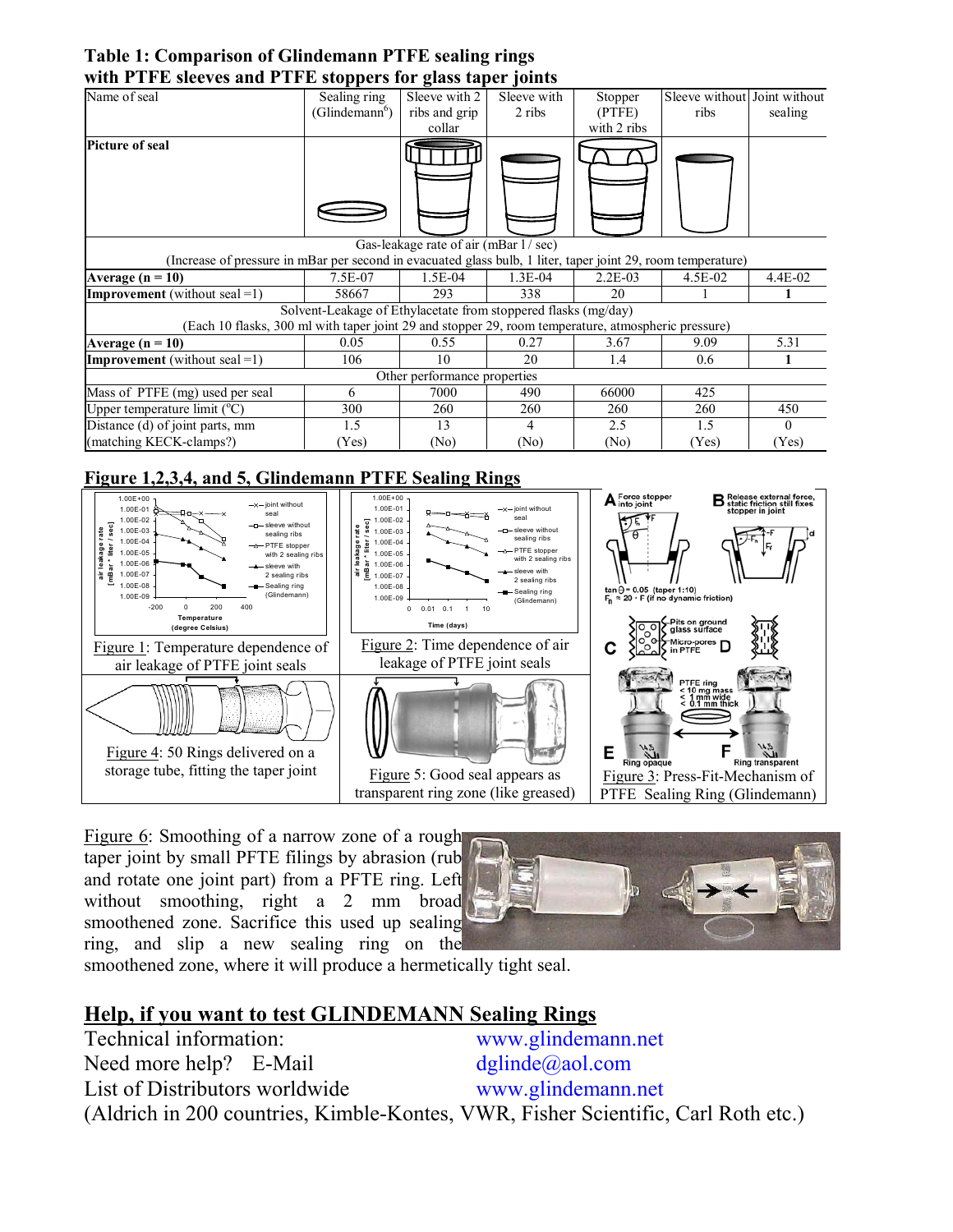**Table 1: Comparison of Glindemann PTFE sealing rings with PTFE sleeves and PTFE stoppers for glass taper joints**

| Name of seal | Sealing ring (Glindemann[6]) | Sleeve with 2 ribs and grip collar | Sleeve with 2 ribs | Stopper (PTFE) with 2 ribs | Sleeve without ribs | Joint without sealing |
|---|---|---|---|---|---|---|
| **Picture of seal** | | | | | | |
| Gas-leakage rate of air (mBar l / sec) (Increase of pressure in mBar per second in evacuated glass bulb, 1 liter, taper joint 29, room temperature) | | | | | | |
| **Average (n = 10)** | 7.5E-07 | 1.5E-04 | 1.3E-04 | 2.2E-03 | 4.5E-02 | 4.4E-02 |
| **Improvement** (without seal =1) | 58667 | 293 | 338 | 20 | 1 | **1** |
| Solvent-Leakage of Ethylacetate from stoppered flasks (mg/day) (Each 10 flasks, 300 ml with taper joint 29 and stopper 29, room temperature, atmospheric pressure) | | | | | | |
| **Average (n = 10)** | 0.05 | 0.55 | 0.27 | 3.67 | 9.09 | 5.31 |
| **Improvement** (without seal =1) | 106 | 10 | 20 | 1.4 | 0.6 | **1** |
| Other performance properties | | | | | | |
| Mass of PTFE (mg) used per seal | 6 | 7000 | 490 | 66000 | 425 | |
| Upper temperature limit (°C) | 300 | 260 | 260 | 260 | 260 | 450 |
| Distance (d) of joint parts, mm | 1.5 | 13 | 4 | 2.5 | 1.5 | 0 |
| (matching KECK-clamps?) | (Yes) | (No) | (No) | (No) | (Yes) | (Yes) |

## Figure 1,2,3,4, and 5, Glindemann PTFE Sealing Rings

1.00E+00
1.00E-01
1.00E-02
1.00E-03
1.00E-04
1.00E-05
1.00E-06
1.00E-07
1.00E-08
1.00E-09
air leakage rate [mBar * liter / sec]
-200 0 200 400
Temperature (degree Celsius)
joint without seal
sleeve without sealing ribs
PTFE stopper with 2 sealing ribs
sleeve with 2 sealing ribs
Sealing ring (Glindemann)

Figure 1: Temperature dependence of air leakage of PTFE joint seals

1.00E+00
1.00E-01
1.00E-02
1.00E-03
1.00E-04
1.00E-05
1.00E-06
1.00E-07
1.00E-08
1.00E-09
air leakage rate [mBar * liter / sec]
0 0.01 0.1 1 10
Time (days)
joint without seal
sleeve without sealing ribs
PTFE stopper with 2 sealing ribs
sleeve with 2 sealing ribs
Sealing ring (Glindemann)

Figure 2: Time dependence of air leakage of PTFE joint seals

A Force stopper into joint
B Release external force, static friction still fixes stopper in joint
$\tan \Theta = 0.05$ (taper 1:10)
$F_n \approx 20 \cdot F$ (if no dynamic friction)
C Pits on ground glass surface
Micro-pores in PTFE D
PTFE ring < 10 mg mass < 1 mm wide < 0.1 mm thick
E Ring opaque
F Ring transparent

Figure 3: Press-Fit-Mechanism of PTFE Sealing Ring (Glindemann)

Figure 4: 50 Rings delivered on a storage tube, fitting the taper joint

Figure 5: Good seal appears as transparent ring zone (like greased)

Figure 6: Smoothing of a narrow zone of a rough taper joint by small PFTE filings by abrasion (rub and rotate one joint part) from a PFTE ring. Left without smoothing, right a 2 mm broad smoothened zone. Sacrifice this used up sealing ring, and slip a new sealing ring on the smoothened zone, where it will produce a hermetically tight seal.

## Help, if you want to test GLINDEMANN Sealing Rings

Technical information: www.glindemann.net
Need more help? E-Mail dglinde@aol.com
List of Distributors worldwide www.glindemann.net
(Aldrich in 200 countries, Kimble-Kontes, VWR, Fisher Scientific, Carl Roth etc.)